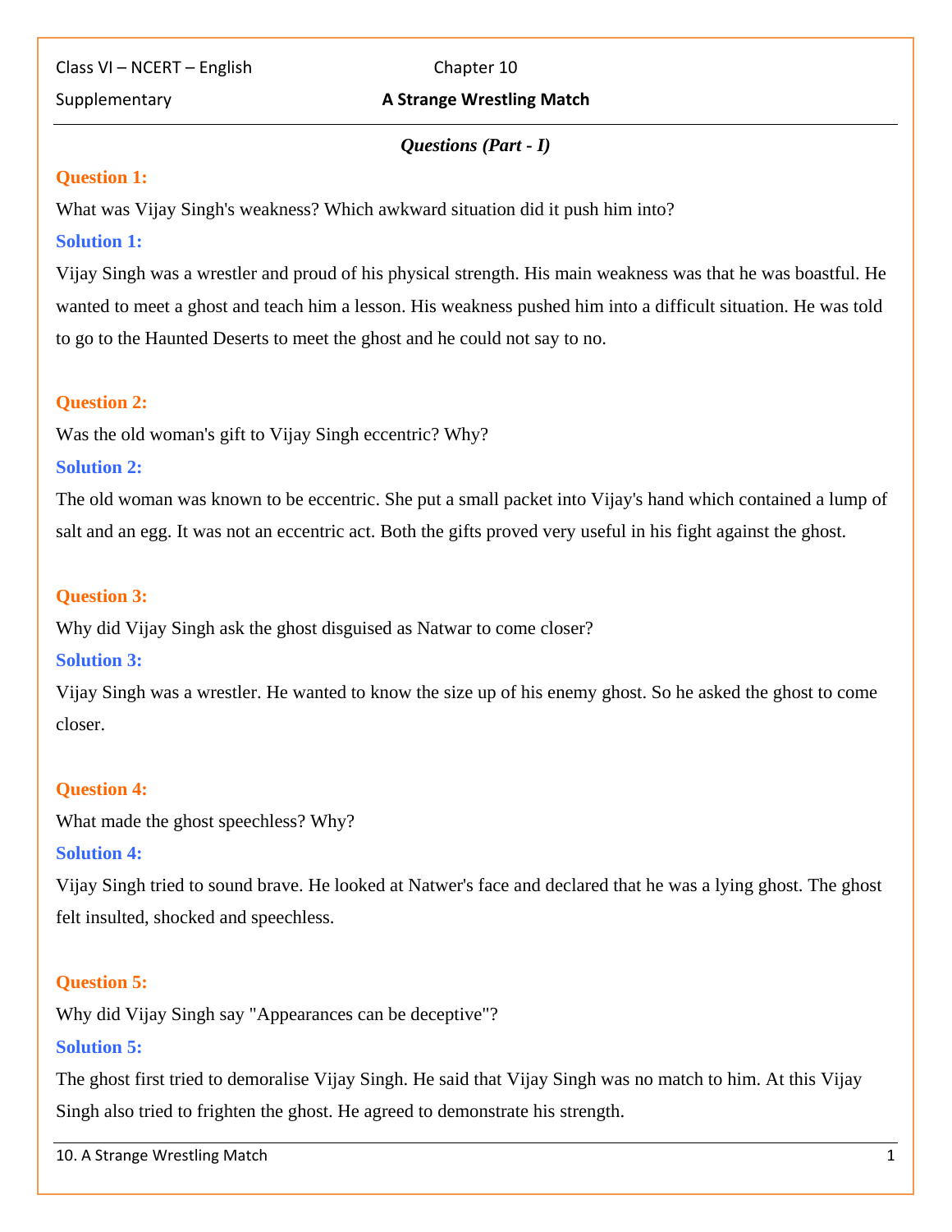Class VI – NCERT – English Supplementary

Chapter 10

# A Strange Wrestling Match

### *Questions (Part - I)*

**Question 1:**

What was Vijay Singh's weakness? Which awkward situation did it push him into?

**Solution 1:**

Vijay Singh was a wrestler and proud of his physical strength. His main weakness was that he was boastful. He wanted to meet a ghost and teach him a lesson. His weakness pushed him into a difficult situation. He was told to go to the Haunted Deserts to meet the ghost and he could not say to no.

**Question 2:**

Was the old woman's gift to Vijay Singh eccentric? Why?

**Solution 2:**

The old woman was known to be eccentric. She put a small packet into Vijay's hand which contained a lump of salt and an egg. It was not an eccentric act. Both the gifts proved very useful in his fight against the ghost.

**Question 3:**

Why did Vijay Singh ask the ghost disguised as Natwar to come closer?

**Solution 3:**

Vijay Singh was a wrestler. He wanted to know the size up of his enemy ghost. So he asked the ghost to come closer.

**Question 4:**

What made the ghost speechless? Why?

**Solution 4:**

Vijay Singh tried to sound brave. He looked at Natwer's face and declared that he was a lying ghost. The ghost felt insulted, shocked and speechless.

**Question 5:**

Why did Vijay Singh say "Appearances can be deceptive"?

**Solution 5:**

The ghost first tried to demoralise Vijay Singh. He said that Vijay Singh was no match to him. At this Vijay Singh also tried to frighten the ghost. He agreed to demonstrate his strength.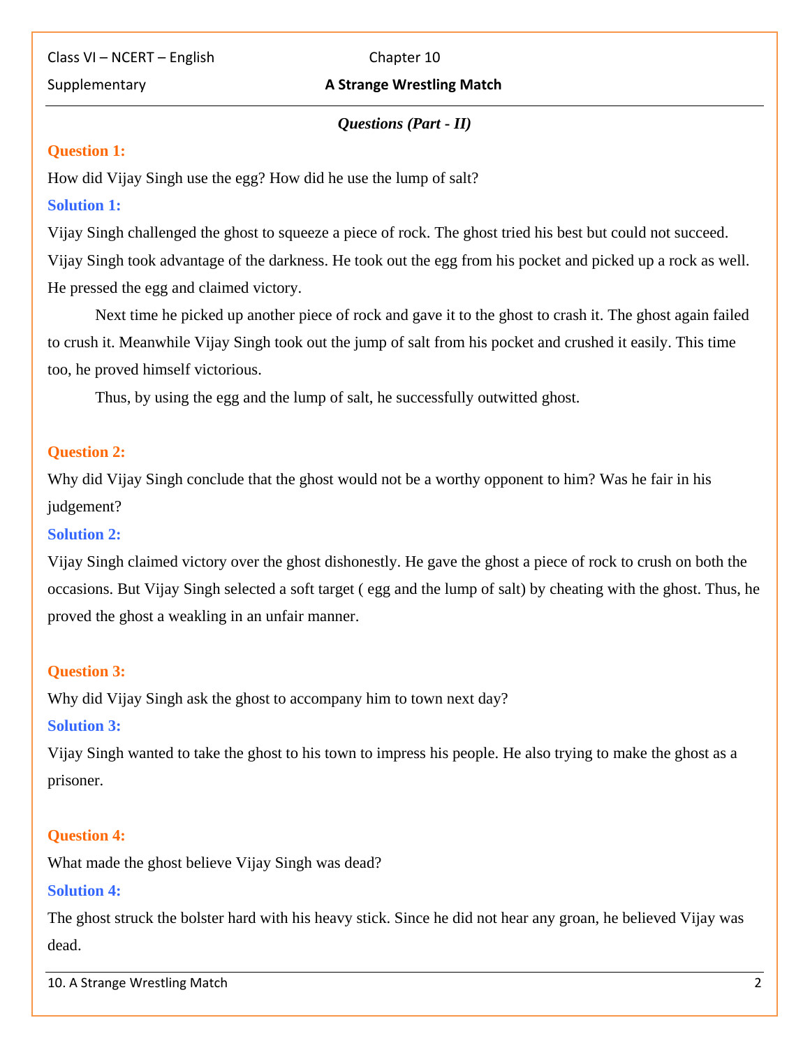### Questions (Part - II)

**Question 1:**

How did Vijay Singh use the egg? How did he use the lump of salt?

**Solution 1:**

Vijay Singh challenged the ghost to squeeze a piece of rock. The ghost tried his best but could not succeed. Vijay Singh took advantage of the darkness. He took out the egg from his pocket and picked up a rock as well. He pressed the egg and claimed victory.

Next time he picked up another piece of rock and gave it to the ghost to crash it. The ghost again failed to crush it. Meanwhile Vijay Singh took out the jump of salt from his pocket and crushed it easily. This time too, he proved himself victorious.

Thus, by using the egg and the lump of salt, he successfully outwitted ghost.

**Question 2:**

Why did Vijay Singh conclude that the ghost would not be a worthy opponent to him? Was he fair in his judgement?

**Solution 2:**

Vijay Singh claimed victory over the ghost dishonestly. He gave the ghost a piece of rock to crush on both the occasions. But Vijay Singh selected a soft target ( egg and the lump of salt) by cheating with the ghost. Thus, he proved the ghost a weakling in an unfair manner.

**Question 3:**

Why did Vijay Singh ask the ghost to accompany him to town next day?

**Solution 3:**

Vijay Singh wanted to take the ghost to his town to impress his people. He also trying to make the ghost as a prisoner.

**Question 4:**

What made the ghost believe Vijay Singh was dead?

**Solution 4:**

The ghost struck the bolster hard with his heavy stick. Since he did not hear any groan, he believed Vijay was dead.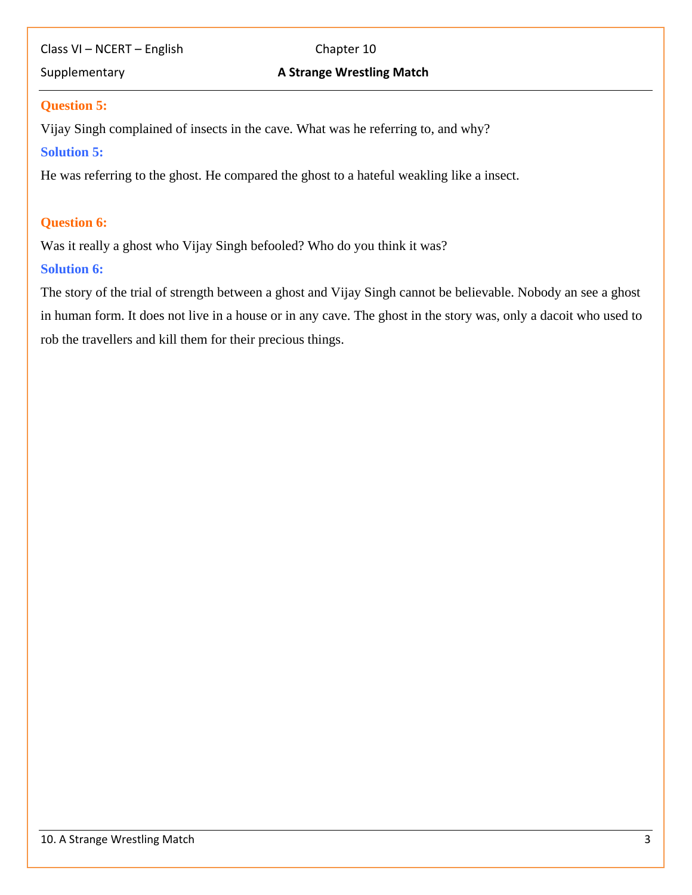**Question 5:**

Vijay Singh complained of insects in the cave. What was he referring to, and why?

**Solution 5:**

He was referring to the ghost. He compared the ghost to a hateful weakling like a insect.

**Question 6:**

Was it really a ghost who Vijay Singh befooled? Who do you think it was?

**Solution 6:**

The story of the trial of strength between a ghost and Vijay Singh cannot be believable. Nobody an see a ghost in human form. It does not live in a house or in any cave. The ghost in the story was, only a dacoit who used to rob the travellers and kill them for their precious things.